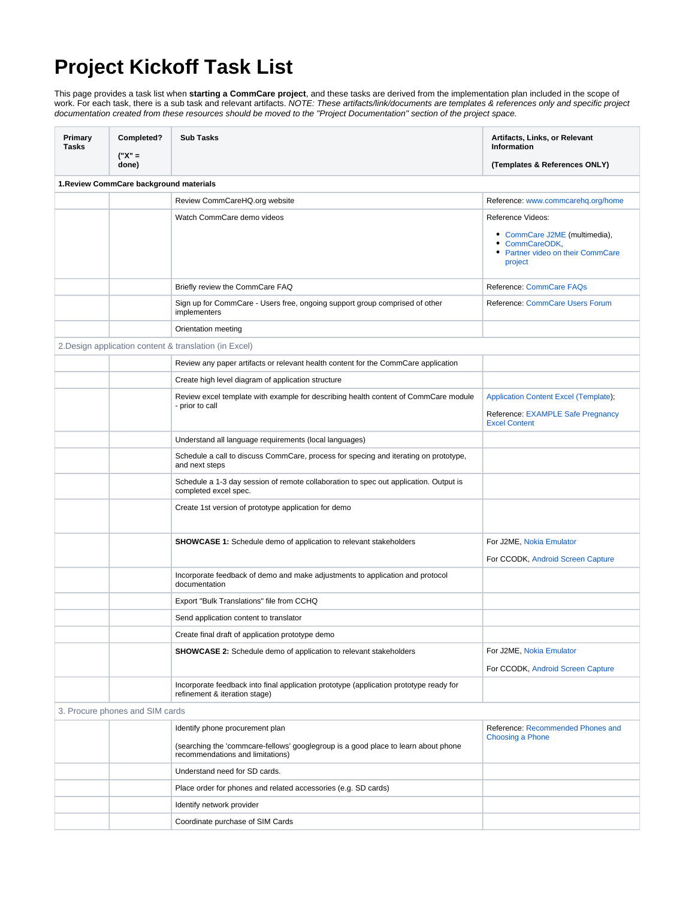# Project Kickoff Task List

This page provides a task list when **starting a CommCare project**, and these tasks are derived from the implementation plan included in the scope of work. For each task, there is a sub task and relevant artifacts. *NOTE: These artifacts/link/documents are templates & references only and specific project documentation created from these resources should be moved to the "Project Documentation" section of the project space.*

| **Primary Tasks** | **Completed?** **("X" = done)** | **Sub Tasks** | **Artifacts, Links, or Relevant Information** **(Templates & References ONLY)** |
|---|---|---|---|
| **1.Review CommCare background materials** | | | |
| | | Review CommCareHQ.org website | Reference: www.commcarehq.org/home |
| | | Watch CommCare demo videos | Reference Videos: <br>• CommCare J2ME (multimedia),<br>• CommCareODK,<br>• Partner video on their CommCare project |
| | | Briefly review the CommCare FAQ | Reference: CommCare FAQs |
| | | Sign up for CommCare - Users free, ongoing support group comprised of other implementers | Reference: CommCare Users Forum |
| | | Orientation meeting | |
| 2.Design application content & translation (in Excel) | | | |
| | | Review any paper artifacts or relevant health content for the CommCare application | |
| | | Create high level diagram of application structure | |
| | | Review excel template with example for describing health content of CommCare module - prior to call | Application Content Excel (Template);<br><br>Reference: EXAMPLE Safe Pregnancy Excel Content |
| | | Understand all language requirements (local languages) | |
| | | Schedule a call to discuss CommCare, process for specing and iterating on prototype, and next steps | |
| | | Schedule a 1-3 day session of remote collaboration to spec out application. Output is completed excel spec. | |
| | | Create 1st version of prototype application for demo | |
| | | **SHOWCASE 1:** Schedule demo of application to relevant stakeholders | For J2ME, Nokia Emulator<br><br>For CCODK, Android Screen Capture |
| | | Incorporate feedback of demo and make adjustments to application and protocol documentation | |
| | | Export "Bulk Translations" file from CCHQ | |
| | | Send application content to translator | |
| | | Create final draft of application prototype demo | |
| | | **SHOWCASE 2:** Schedule demo of application to relevant stakeholders | For J2ME, Nokia Emulator<br><br>For CCODK, Android Screen Capture |
| | | Incorporate feedback into final application prototype (application prototype ready for refinement & iteration stage) | |
| 3. Procure phones and SIM cards | | | |
| | | Identify phone procurement plan<br><br>(searching the 'commcare-fellows' googlegroup is a good place to learn about phone recommendations and limitations) | Reference: Recommended Phones and Choosing a Phone |
| | | Understand need for SD cards. | |
| | | Place order for phones and related accessories (e.g. SD cards) | |
| | | Identify network provider | |
| | | Coordinate purchase of SIM Cards | |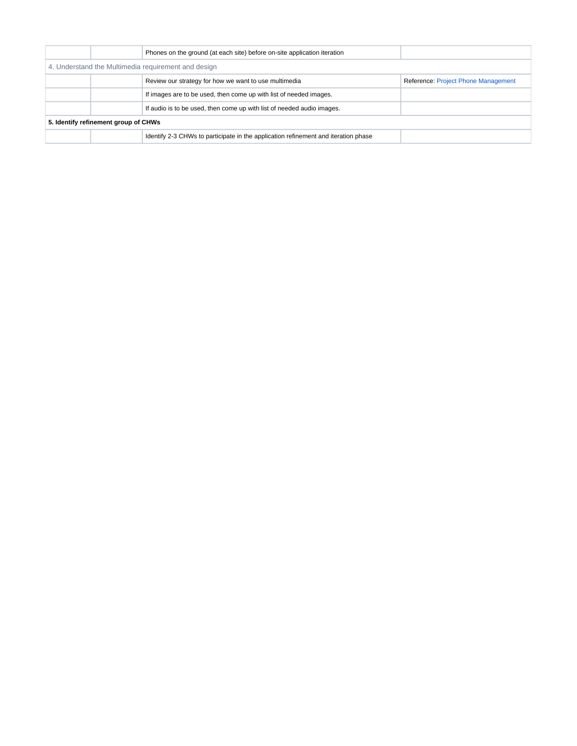| | | | |
|---|---|---|---|
| | | Phones on the ground (at each site) before on-site application iteration | |
| 4. Understand the Multimedia requirement and design | | | |
| | | Review our strategy for how we want to use multimedia | Reference: Project Phone Management |
| | | If images are to be used, then come up with list of needed images. | |
| | | If audio is to be used, then come up with list of needed audio images. | |
| **5. Identify refinement group of CHWs** | | | |
| | | Identify 2-3 CHWs to participate in the application refinement and iteration phase | |